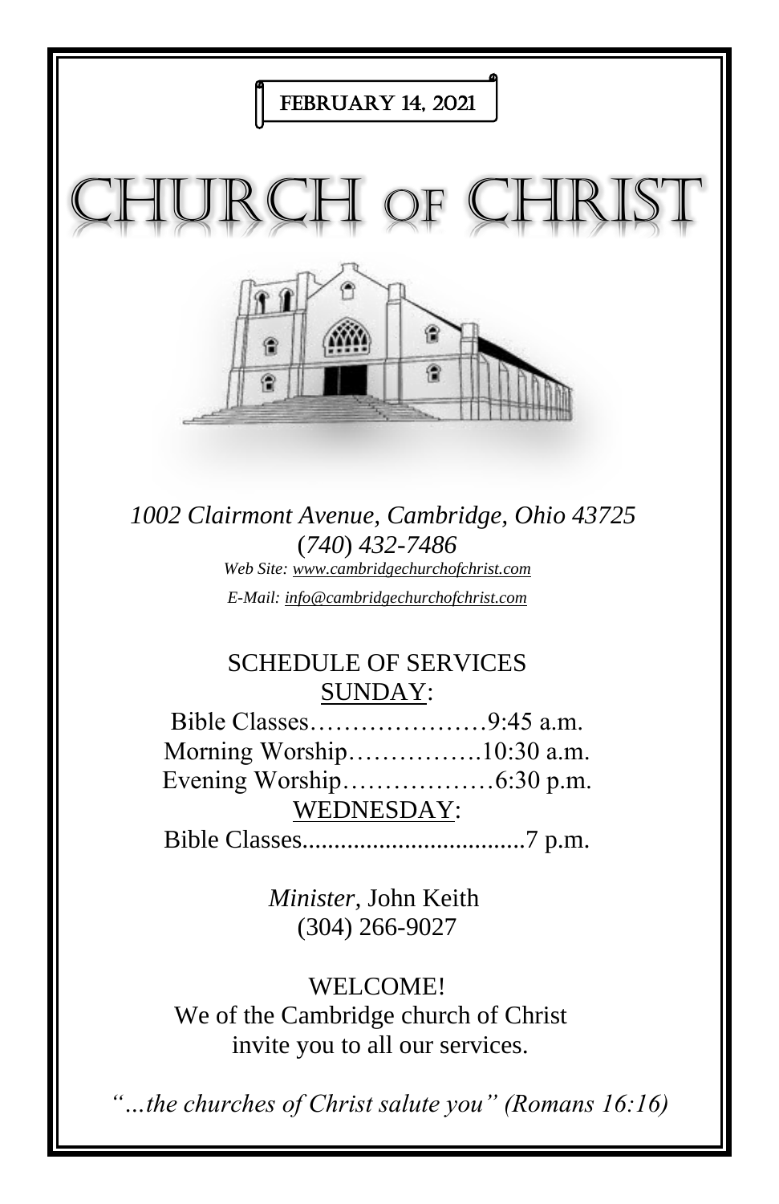FEBRUARY 14, 2021

# CHURCH OF CHRIST

*1002 Clairmont Avenue, Cambridge, Ohio 43725*
*(740) 432-7486*
*Web Site: www.cambridgechurchofchrist.com*
*E-Mail: info@cambridgechurchofchrist.com*

## SCHEDULE OF SERVICES

SUNDAY:

Bible Classes…………………9:45 a.m.
Morning Worship…………….10:30 a.m.
Evening Worship………………6:30 p.m.

WEDNESDAY:

Bible Classes...................................7 p.m.

*Minister,* John Keith
(304) 266-9027

WELCOME!
We of the Cambridge church of Christ invite you to all our services.

*"…the churches of Christ salute you" (Romans 16:16)*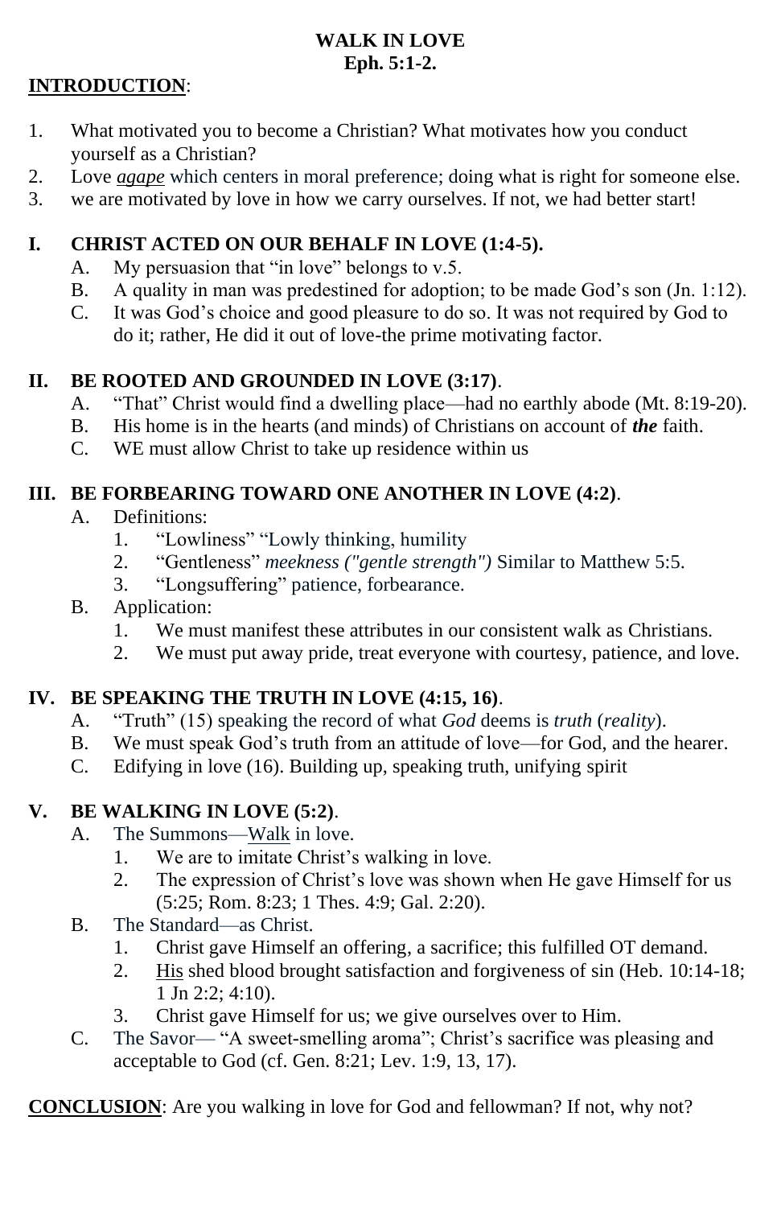# WALK IN LOVE
## Eph. 5:1-2.

**INTRODUCTION**:

1. What motivated you to become a Christian? What motivates how you conduct yourself as a Christian?
2. Love ***agape*** which centers in moral preference; doing what is right for someone else.
3. we are motivated by love in how we carry ourselves. If not, we had better start!

## I. CHRIST ACTED ON OUR BEHALF IN LOVE (1:4-5).

A. My persuasion that "in love" belongs to v.5.

B. A quality in man was predestined for adoption; to be made God's son (Jn. 1:12).

C. It was God's choice and good pleasure to do so. It was not required by God to do it; rather, He did it out of love-the prime motivating factor.

## II. BE ROOTED AND GROUNDED IN LOVE (3:17).

A. "That" Christ would find a dwelling place—had no earthly abode (Mt. 8:19-20).

B. His home is in the hearts (and minds) of Christians on account of ***the*** faith.

C. WE must allow Christ to take up residence within us

## III. BE FORBEARING TOWARD ONE ANOTHER IN LOVE (4:2).

A. Definitions:
   1. "Lowliness" "Lowly thinking, humility
   2. "Gentleness" *meekness ("gentle strength")* Similar to Matthew 5:5.
   3. "Longsuffering" patience, forbearance.

B. Application:
   1. We must manifest these attributes in our consistent walk as Christians.
   2. We must put away pride, treat everyone with courtesy, patience, and love.

## IV. BE SPEAKING THE TRUTH IN LOVE (4:15, 16).

A. "Truth" (15) speaking the record of what *God* deems is *truth* (*reality*).

B. We must speak God's truth from an attitude of love—for God, and the hearer.

C. Edifying in love (16). Building up, speaking truth, unifying spirit

## V. BE WALKING IN LOVE (5:2).

A. The Summons—Walk in love.
   1. We are to imitate Christ's walking in love.
   2. The expression of Christ's love was shown when He gave Himself for us (5:25; Rom. 8:23; 1 Thes. 4:9; Gal. 2:20).

B. The Standard—as Christ.
   1. Christ gave Himself an offering, a sacrifice; this fulfilled OT demand.
   2. His shed blood brought satisfaction and forgiveness of sin (Heb. 10:14-18; 1 Jn 2:2; 4:10).
   3. Christ gave Himself for us; we give ourselves over to Him.

C. The Savor— "A sweet-smelling aroma"; Christ's sacrifice was pleasing and acceptable to God (cf. Gen. 8:21; Lev. 1:9, 13, 17).

**CONCLUSION**: Are you walking in love for God and fellowman? If not, why not?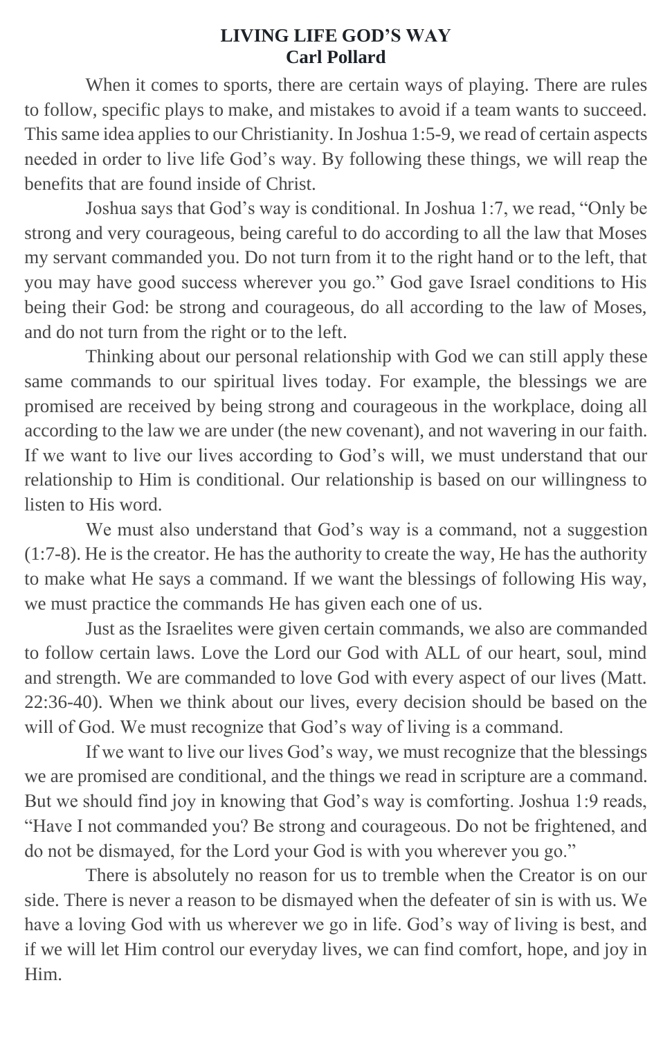# LIVING LIFE GOD'S WAY

**Carl Pollard**

When it comes to sports, there are certain ways of playing. There are rules to follow, specific plays to make, and mistakes to avoid if a team wants to succeed. This same idea applies to our Christianity. In Joshua 1:5-9, we read of certain aspects needed in order to live life God's way. By following these things, we will reap the benefits that are found inside of Christ.

Joshua says that God's way is conditional. In Joshua 1:7, we read, "Only be strong and very courageous, being careful to do according to all the law that Moses my servant commanded you. Do not turn from it to the right hand or to the left, that you may have good success wherever you go." God gave Israel conditions to His being their God: be strong and courageous, do all according to the law of Moses, and do not turn from the right or to the left.

Thinking about our personal relationship with God we can still apply these same commands to our spiritual lives today. For example, the blessings we are promised are received by being strong and courageous in the workplace, doing all according to the law we are under (the new covenant), and not wavering in our faith. If we want to live our lives according to God's will, we must understand that our relationship to Him is conditional. Our relationship is based on our willingness to listen to His word.

We must also understand that God's way is a command, not a suggestion (1:7-8). He is the creator. He has the authority to create the way, He has the authority to make what He says a command. If we want the blessings of following His way, we must practice the commands He has given each one of us.

Just as the Israelites were given certain commands, we also are commanded to follow certain laws. Love the Lord our God with ALL of our heart, soul, mind and strength. We are commanded to love God with every aspect of our lives (Matt. 22:36-40). When we think about our lives, every decision should be based on the will of God. We must recognize that God's way of living is a command.

If we want to live our lives God's way, we must recognize that the blessings we are promised are conditional, and the things we read in scripture are a command. But we should find joy in knowing that God's way is comforting. Joshua 1:9 reads, "Have I not commanded you? Be strong and courageous. Do not be frightened, and do not be dismayed, for the Lord your God is with you wherever you go."

There is absolutely no reason for us to tremble when the Creator is on our side. There is never a reason to be dismayed when the defeater of sin is with us. We have a loving God with us wherever we go in life. God's way of living is best, and if we will let Him control our everyday lives, we can find comfort, hope, and joy in Him.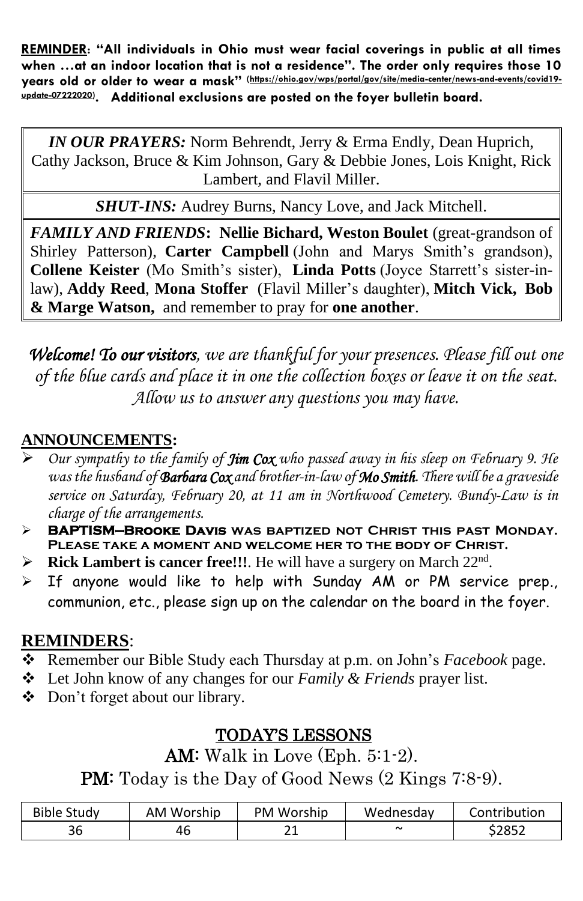**REMINDER: "All individuals in Ohio must wear facial coverings in public at all times when …at an indoor location that is not a residence". The order only requires those 10 years old or older to wear a mask"** (https://ohio.gov/wps/portal/gov/site/media-center/news-and-events/covid19-update-07222020)**. Additional exclusions are posted on the foyer bulletin board.**

*IN OUR PRAYERS:* Norm Behrendt, Jerry & Erma Endly, Dean Huprich, Cathy Jackson, Bruce & Kim Johnson, Gary & Debbie Jones, Lois Knight, Rick Lambert, and Flavil Miller.

*SHUT-INS:* Audrey Burns, Nancy Love, and Jack Mitchell.

*FAMILY AND FRIENDS***: Nellie Bichard, Weston Boulet** (great-grandson of Shirley Patterson), **Carter Campbell** (John and Marys Smith's grandson), **Collene Keister** (Mo Smith's sister), **Linda Potts** (Joyce Starrett's sister-in-law), **Addy Reed**, **Mona Stoffer** (Flavil Miller's daughter), **Mitch Vick, Bob & Marge Watson,** and remember to pray for **one another**.

*Welcome! To our visitors, we are thankful for your presences. Please fill out one of the blue cards and place it in one the collection boxes or leave it on the seat. Allow us to answer any questions you may have.*

## ANNOUNCEMENTS:

- *Our sympathy to the family of **Jim Cox** who passed away in his sleep on February 9. He was the husband of **Barbara Cox** and brother-in-law of **Mo Smith**. There will be a graveside service on Saturday, February 20, at 11 am in Northwood Cemetery. Bundy-Law is in charge of the arrangements.*
- **BAPTISM–Brooke Davis was baptized not Christ this past Monday. Please take a moment and welcome her to the body of Christ.**
- **Rick Lambert is cancer free!!!**. He will have a surgery on March 22nd.
- If anyone would like to help with Sunday AM or PM service prep., communion, etc., please sign up on the calendar on the board in the foyer.

## REMINDERS:

- Remember our Bible Study each Thursday at p.m. on John's *Facebook* page.
- Let John know of any changes for our *Family & Friends* prayer list.
- Don't forget about our library.

## TODAY'S LESSONS

**AM:** Walk in Love (Eph. 5:1-2).

**PM:** Today is the Day of Good News (2 Kings 7:8-9).

| Bible Study | AM Worship | PM Worship | Wednesday | Contribution |
|---|---|---|---|---|
| 36 | 46 | 21 | ~ | $2852 |